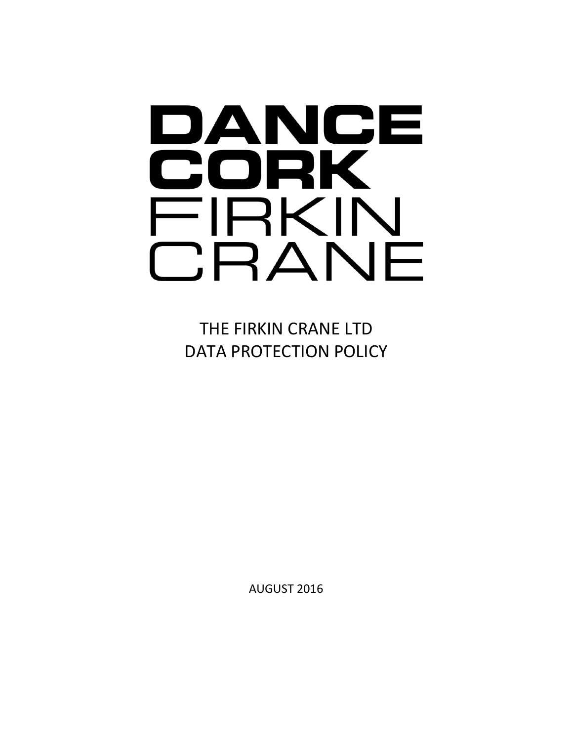DANCE
CORK
FIRKIN
CRANE

# THE FIRKIN CRANE LTD
# DATA PROTECTION POLICY

AUGUST 2016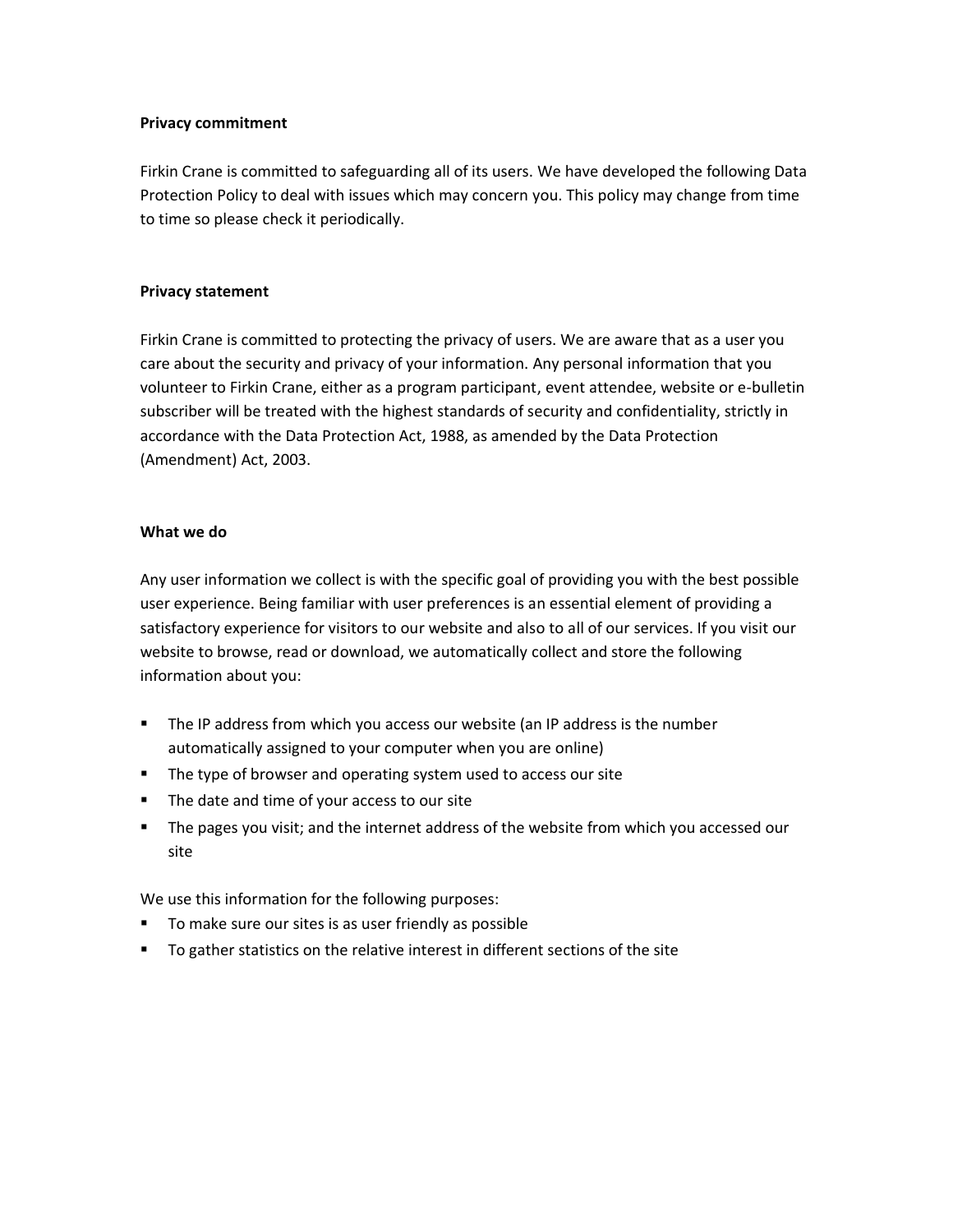**Privacy commitment**

Firkin Crane is committed to safeguarding all of its users. We have developed the following Data Protection Policy to deal with issues which may concern you. This policy may change from time to time so please check it periodically.

**Privacy statement**

Firkin Crane is committed to protecting the privacy of users. We are aware that as a user you care about the security and privacy of your information. Any personal information that you volunteer to Firkin Crane, either as a program participant, event attendee, website or e-bulletin subscriber will be treated with the highest standards of security and confidentiality, strictly in accordance with the Data Protection Act, 1988, as amended by the Data Protection (Amendment) Act, 2003.

**What we do**

Any user information we collect is with the specific goal of providing you with the best possible user experience. Being familiar with user preferences is an essential element of providing a satisfactory experience for visitors to our website and also to all of our services. If you visit our website to browse, read or download, we automatically collect and store the following information about you:

- The IP address from which you access our website (an IP address is the number automatically assigned to your computer when you are online)
- The type of browser and operating system used to access our site
- The date and time of your access to our site
- The pages you visit; and the internet address of the website from which you accessed our site

We use this information for the following purposes:

- To make sure our sites is as user friendly as possible
- To gather statistics on the relative interest in different sections of the site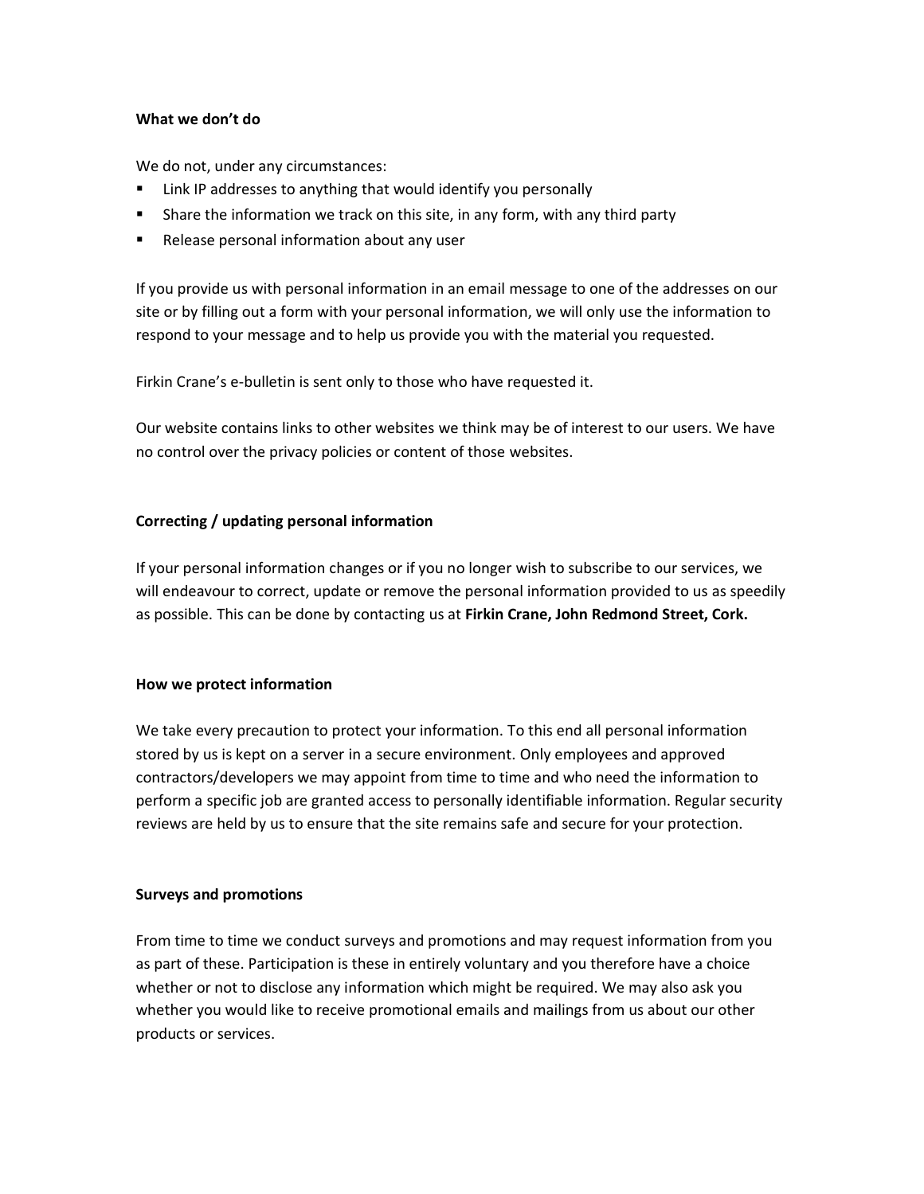**What we don't do**

We do not, under any circumstances:

- Link IP addresses to anything that would identify you personally
- Share the information we track on this site, in any form, with any third party
- Release personal information about any user

If you provide us with personal information in an email message to one of the addresses on our site or by filling out a form with your personal information, we will only use the information to respond to your message and to help us provide you with the material you requested.

Firkin Crane's e-bulletin is sent only to those who have requested it.

Our website contains links to other websites we think may be of interest to our users. We have no control over the privacy policies or content of those websites.

**Correcting / updating personal information**

If your personal information changes or if you no longer wish to subscribe to our services, we will endeavour to correct, update or remove the personal information provided to us as speedily as possible. This can be done by contacting us at **Firkin Crane, John Redmond Street, Cork.**

**How we protect information**

We take every precaution to protect your information. To this end all personal information stored by us is kept on a server in a secure environment. Only employees and approved contractors/developers we may appoint from time to time and who need the information to perform a specific job are granted access to personally identifiable information. Regular security reviews are held by us to ensure that the site remains safe and secure for your protection.

**Surveys and promotions**

From time to time we conduct surveys and promotions and may request information from you as part of these. Participation is these in entirely voluntary and you therefore have a choice whether or not to disclose any information which might be required. We may also ask you whether you would like to receive promotional emails and mailings from us about our other products or services.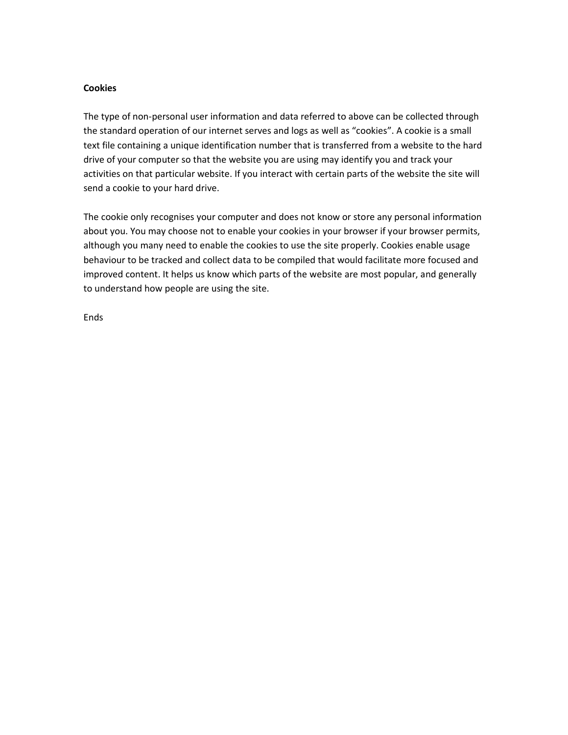**Cookies**

The type of non-personal user information and data referred to above can be collected through the standard operation of our internet serves and logs as well as "cookies". A cookie is a small text file containing a unique identification number that is transferred from a website to the hard drive of your computer so that the website you are using may identify you and track your activities on that particular website. If you interact with certain parts of the website the site will send a cookie to your hard drive.

The cookie only recognises your computer and does not know or store any personal information about you. You may choose not to enable your cookies in your browser if your browser permits, although you many need to enable the cookies to use the site properly. Cookies enable usage behaviour to be tracked and collect data to be compiled that would facilitate more focused and improved content. It helps us know which parts of the website are most popular, and generally to understand how people are using the site.

Ends